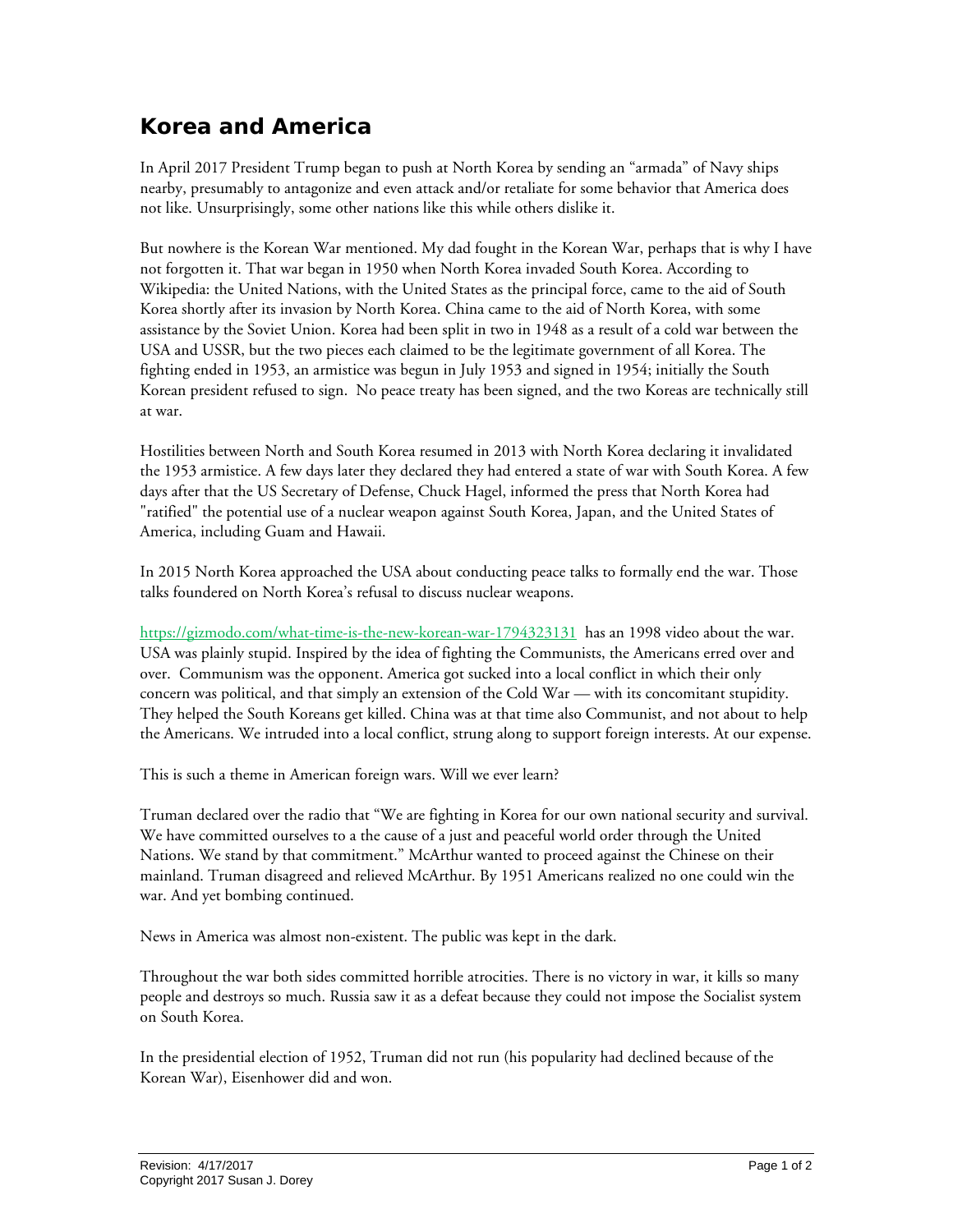# Korea and America

In April 2017 President Trump began to push at North Korea by sending an "armada" of Navy ships nearby, presumably to antagonize and even attack and/or retaliate for some behavior that America does not like. Unsurprisingly, some other nations like this while others dislike it.

But nowhere is the Korean War mentioned. My dad fought in the Korean War, perhaps that is why I have not forgotten it. That war began in 1950 when North Korea invaded South Korea. According to Wikipedia: the United Nations, with the United States as the principal force, came to the aid of South Korea shortly after its invasion by North Korea. China came to the aid of North Korea, with some assistance by the Soviet Union. Korea had been split in two in 1948 as a result of a cold war between the USA and USSR, but the two pieces each claimed to be the legitimate government of all Korea. The fighting ended in 1953, an armistice was begun in July 1953 and signed in 1954; initially the South Korean president refused to sign. No peace treaty has been signed, and the two Koreas are technically still at war.

Hostilities between North and South Korea resumed in 2013 with North Korea declaring it invalidated the 1953 armistice. A few days later they declared they had entered a state of war with South Korea. A few days after that the US Secretary of Defense, Chuck Hagel, informed the press that North Korea had "ratified" the potential use of a nuclear weapon against South Korea, Japan, and the United States of America, including Guam and Hawaii.

In 2015 North Korea approached the USA about conducting peace talks to formally end the war. Those talks foundered on North Korea's refusal to discuss nuclear weapons.

https://gizmodo.com/what-time-is-the-new-korean-war-1794323131 has an 1998 video about the war. USA was plainly stupid. Inspired by the idea of fighting the Communists, the Americans erred over and over. Communism was the opponent. America got sucked into a local conflict in which their only concern was political, and that simply an extension of the Cold War — with its concomitant stupidity. They helped the South Koreans get killed. China was at that time also Communist, and not about to help the Americans. We intruded into a local conflict, strung along to support foreign interests. At our expense.

This is such a theme in American foreign wars. Will we ever learn?

Truman declared over the radio that "We are fighting in Korea for our own national security and survival. We have committed ourselves to a the cause of a just and peaceful world order through the United Nations. We stand by that commitment." McArthur wanted to proceed against the Chinese on their mainland. Truman disagreed and relieved McArthur. By 1951 Americans realized no one could win the war. And yet bombing continued.

News in America was almost non-existent. The public was kept in the dark.

Throughout the war both sides committed horrible atrocities. There is no victory in war, it kills so many people and destroys so much. Russia saw it as a defeat because they could not impose the Socialist system on South Korea.

In the presidential election of 1952, Truman did not run (his popularity had declined because of the Korean War), Eisenhower did and won.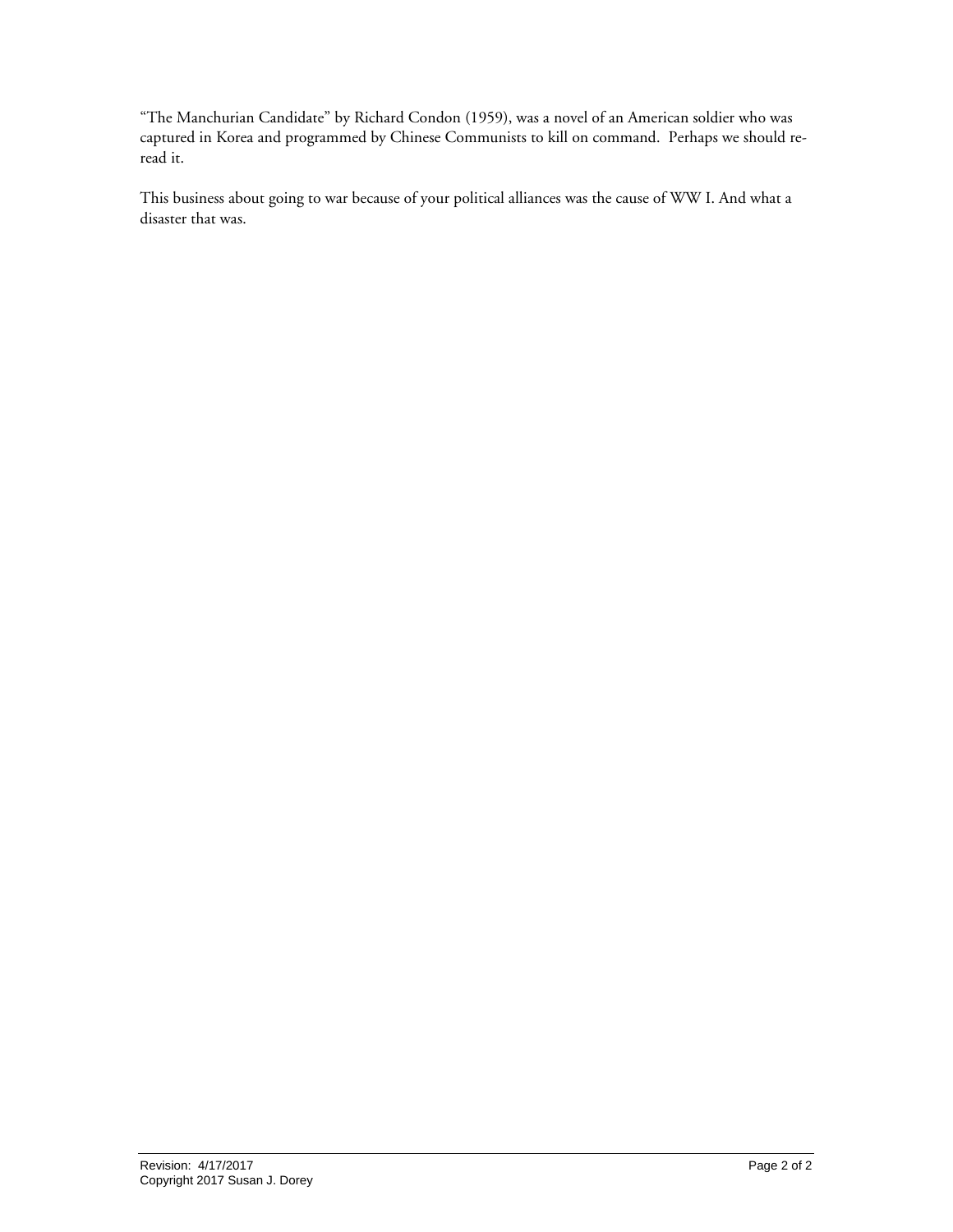"The Manchurian Candidate" by Richard Condon (1959), was a novel of an American soldier who was captured in Korea and programmed by Chinese Communists to kill on command. Perhaps we should re-read it.

This business about going to war because of your political alliances was the cause of WW I. And what a disaster that was.